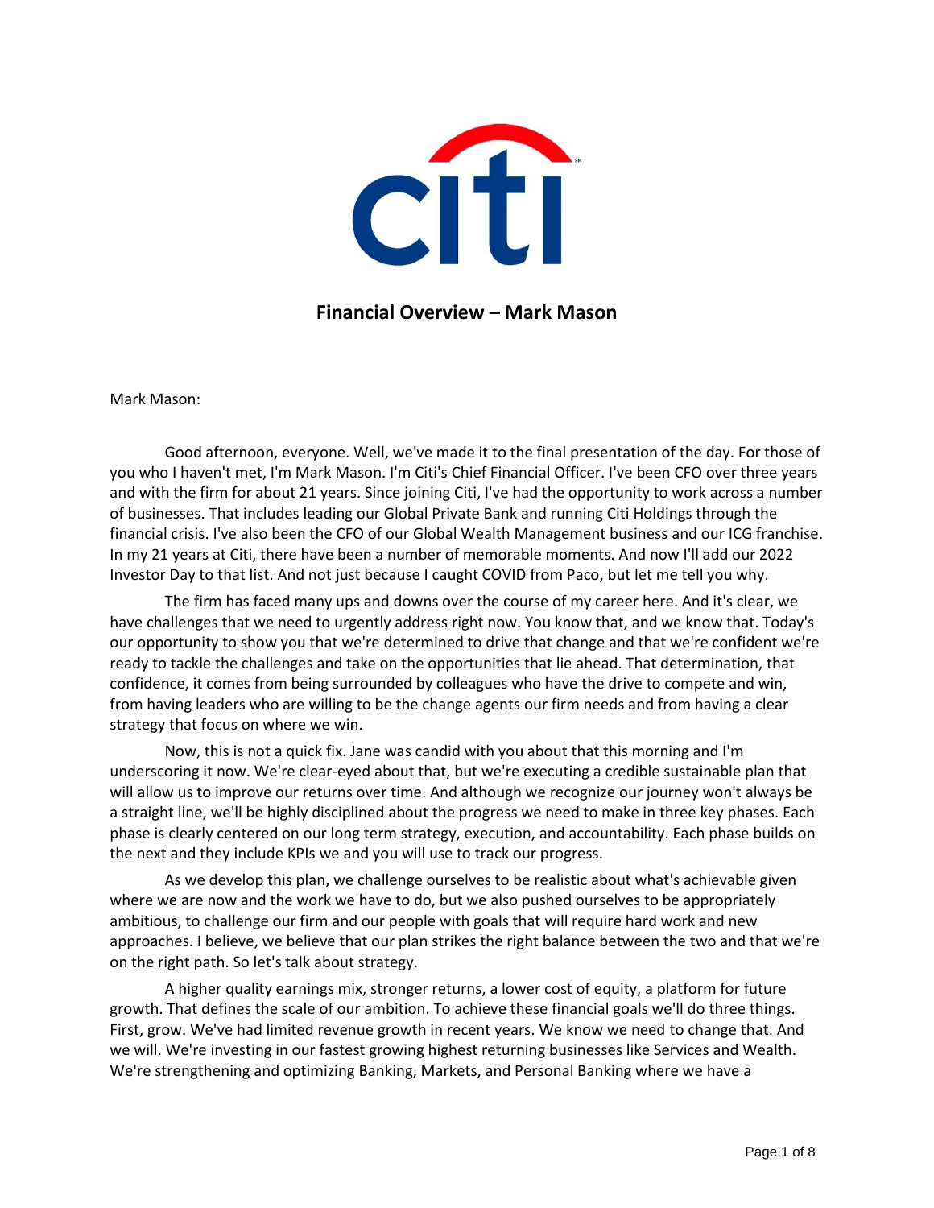## Financial Overview – Mark Mason

Mark Mason:

Good afternoon, everyone. Well, we've made it to the final presentation of the day. For those of you who I haven't met, I'm Mark Mason. I'm Citi's Chief Financial Officer. I've been CFO over three years and with the firm for about 21 years. Since joining Citi, I've had the opportunity to work across a number of businesses. That includes leading our Global Private Bank and running Citi Holdings through the financial crisis. I've also been the CFO of our Global Wealth Management business and our ICG franchise. In my 21 years at Citi, there have been a number of memorable moments. And now I'll add our 2022 Investor Day to that list. And not just because I caught COVID from Paco, but let me tell you why.

The firm has faced many ups and downs over the course of my career here. And it's clear, we have challenges that we need to urgently address right now. You know that, and we know that. Today's our opportunity to show you that we're determined to drive that change and that we're confident we're ready to tackle the challenges and take on the opportunities that lie ahead. That determination, that confidence, it comes from being surrounded by colleagues who have the drive to compete and win, from having leaders who are willing to be the change agents our firm needs and from having a clear strategy that focus on where we win.

Now, this is not a quick fix. Jane was candid with you about that this morning and I'm underscoring it now. We're clear-eyed about that, but we're executing a credible sustainable plan that will allow us to improve our returns over time. And although we recognize our journey won't always be a straight line, we'll be highly disciplined about the progress we need to make in three key phases. Each phase is clearly centered on our long term strategy, execution, and accountability. Each phase builds on the next and they include KPIs we and you will use to track our progress.

As we develop this plan, we challenge ourselves to be realistic about what's achievable given where we are now and the work we have to do, but we also pushed ourselves to be appropriately ambitious, to challenge our firm and our people with goals that will require hard work and new approaches. I believe, we believe that our plan strikes the right balance between the two and that we're on the right path. So let's talk about strategy.

A higher quality earnings mix, stronger returns, a lower cost of equity, a platform for future growth. That defines the scale of our ambition. To achieve these financial goals we'll do three things. First, grow. We've had limited revenue growth in recent years. We know we need to change that. And we will. We're investing in our fastest growing highest returning businesses like Services and Wealth. We're strengthening and optimizing Banking, Markets, and Personal Banking where we have a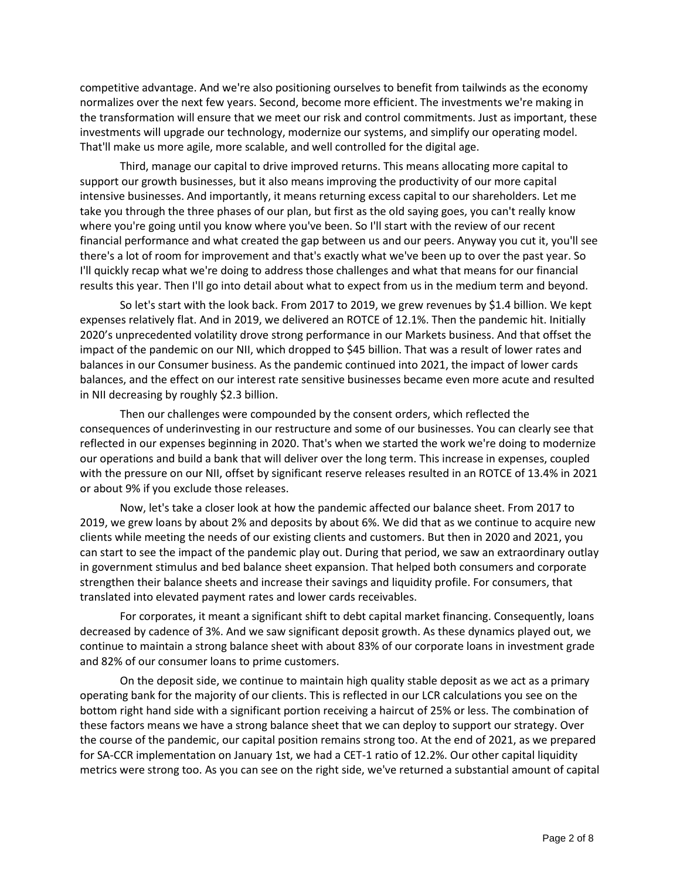competitive advantage. And we're also positioning ourselves to benefit from tailwinds as the economy normalizes over the next few years. Second, become more efficient. The investments we're making in the transformation will ensure that we meet our risk and control commitments. Just as important, these investments will upgrade our technology, modernize our systems, and simplify our operating model. That'll make us more agile, more scalable, and well controlled for the digital age.

Third, manage our capital to drive improved returns. This means allocating more capital to support our growth businesses, but it also means improving the productivity of our more capital intensive businesses. And importantly, it means returning excess capital to our shareholders. Let me take you through the three phases of our plan, but first as the old saying goes, you can't really know where you're going until you know where you've been. So I'll start with the review of our recent financial performance and what created the gap between us and our peers. Anyway you cut it, you'll see there's a lot of room for improvement and that's exactly what we've been up to over the past year. So I'll quickly recap what we're doing to address those challenges and what that means for our financial results this year. Then I'll go into detail about what to expect from us in the medium term and beyond.

So let's start with the look back. From 2017 to 2019, we grew revenues by $1.4 billion. We kept expenses relatively flat. And in 2019, we delivered an ROTCE of 12.1%. Then the pandemic hit. Initially 2020's unprecedented volatility drove strong performance in our Markets business. And that offset the impact of the pandemic on our NII, which dropped to $45 billion. That was a result of lower rates and balances in our Consumer business. As the pandemic continued into 2021, the impact of lower cards balances, and the effect on our interest rate sensitive businesses became even more acute and resulted in NII decreasing by roughly $2.3 billion.

Then our challenges were compounded by the consent orders, which reflected the consequences of underinvesting in our restructure and some of our businesses. You can clearly see that reflected in our expenses beginning in 2020. That's when we started the work we're doing to modernize our operations and build a bank that will deliver over the long term. This increase in expenses, coupled with the pressure on our NII, offset by significant reserve releases resulted in an ROTCE of 13.4% in 2021 or about 9% if you exclude those releases.

Now, let's take a closer look at how the pandemic affected our balance sheet. From 2017 to 2019, we grew loans by about 2% and deposits by about 6%. We did that as we continue to acquire new clients while meeting the needs of our existing clients and customers. But then in 2020 and 2021, you can start to see the impact of the pandemic play out. During that period, we saw an extraordinary outlay in government stimulus and bed balance sheet expansion. That helped both consumers and corporate strengthen their balance sheets and increase their savings and liquidity profile. For consumers, that translated into elevated payment rates and lower cards receivables.

For corporates, it meant a significant shift to debt capital market financing. Consequently, loans decreased by cadence of 3%. And we saw significant deposit growth. As these dynamics played out, we continue to maintain a strong balance sheet with about 83% of our corporate loans in investment grade and 82% of our consumer loans to prime customers.

On the deposit side, we continue to maintain high quality stable deposit as we act as a primary operating bank for the majority of our clients. This is reflected in our LCR calculations you see on the bottom right hand side with a significant portion receiving a haircut of 25% or less. The combination of these factors means we have a strong balance sheet that we can deploy to support our strategy. Over the course of the pandemic, our capital position remains strong too. At the end of 2021, as we prepared for SA-CCR implementation on January 1st, we had a CET-1 ratio of 12.2%. Our other capital liquidity metrics were strong too. As you can see on the right side, we've returned a substantial amount of capital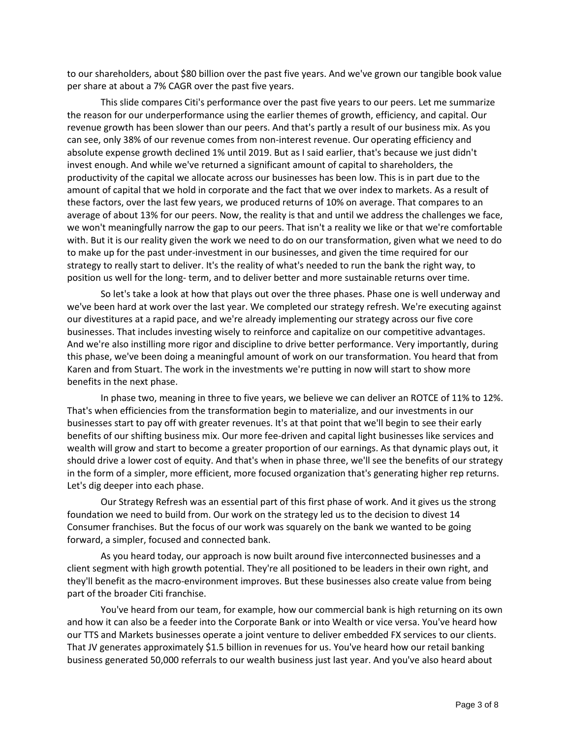to our shareholders, about $80 billion over the past five years. And we've grown our tangible book value per share at about a 7% CAGR over the past five years.

This slide compares Citi's performance over the past five years to our peers. Let me summarize the reason for our underperformance using the earlier themes of growth, efficiency, and capital. Our revenue growth has been slower than our peers. And that's partly a result of our business mix. As you can see, only 38% of our revenue comes from non-interest revenue. Our operating efficiency and absolute expense growth declined 1% until 2019. But as I said earlier, that's because we just didn't invest enough. And while we've returned a significant amount of capital to shareholders, the productivity of the capital we allocate across our businesses has been low. This is in part due to the amount of capital that we hold in corporate and the fact that we over index to markets. As a result of these factors, over the last few years, we produced returns of 10% on average. That compares to an average of about 13% for our peers. Now, the reality is that and until we address the challenges we face, we won't meaningfully narrow the gap to our peers. That isn't a reality we like or that we're comfortable with. But it is our reality given the work we need to do on our transformation, given what we need to do to make up for the past under-investment in our businesses, and given the time required for our strategy to really start to deliver. It's the reality of what's needed to run the bank the right way, to position us well for the long- term, and to deliver better and more sustainable returns over time.

So let's take a look at how that plays out over the three phases. Phase one is well underway and we've been hard at work over the last year. We completed our strategy refresh. We're executing against our divestitures at a rapid pace, and we're already implementing our strategy across our five core businesses. That includes investing wisely to reinforce and capitalize on our competitive advantages. And we're also instilling more rigor and discipline to drive better performance. Very importantly, during this phase, we've been doing a meaningful amount of work on our transformation. You heard that from Karen and from Stuart. The work in the investments we're putting in now will start to show more benefits in the next phase.

In phase two, meaning in three to five years, we believe we can deliver an ROTCE of 11% to 12%. That's when efficiencies from the transformation begin to materialize, and our investments in our businesses start to pay off with greater revenues. It's at that point that we'll begin to see their early benefits of our shifting business mix. Our more fee-driven and capital light businesses like services and wealth will grow and start to become a greater proportion of our earnings. As that dynamic plays out, it should drive a lower cost of equity. And that's when in phase three, we'll see the benefits of our strategy in the form of a simpler, more efficient, more focused organization that's generating higher rep returns. Let's dig deeper into each phase.

Our Strategy Refresh was an essential part of this first phase of work. And it gives us the strong foundation we need to build from. Our work on the strategy led us to the decision to divest 14 Consumer franchises. But the focus of our work was squarely on the bank we wanted to be going forward, a simpler, focused and connected bank.

As you heard today, our approach is now built around five interconnected businesses and a client segment with high growth potential. They're all positioned to be leaders in their own right, and they'll benefit as the macro-environment improves. But these businesses also create value from being part of the broader Citi franchise.

You've heard from our team, for example, how our commercial bank is high returning on its own and how it can also be a feeder into the Corporate Bank or into Wealth or vice versa. You've heard how our TTS and Markets businesses operate a joint venture to deliver embedded FX services to our clients. That JV generates approximately $1.5 billion in revenues for us. You've heard how our retail banking business generated 50,000 referrals to our wealth business just last year. And you've also heard about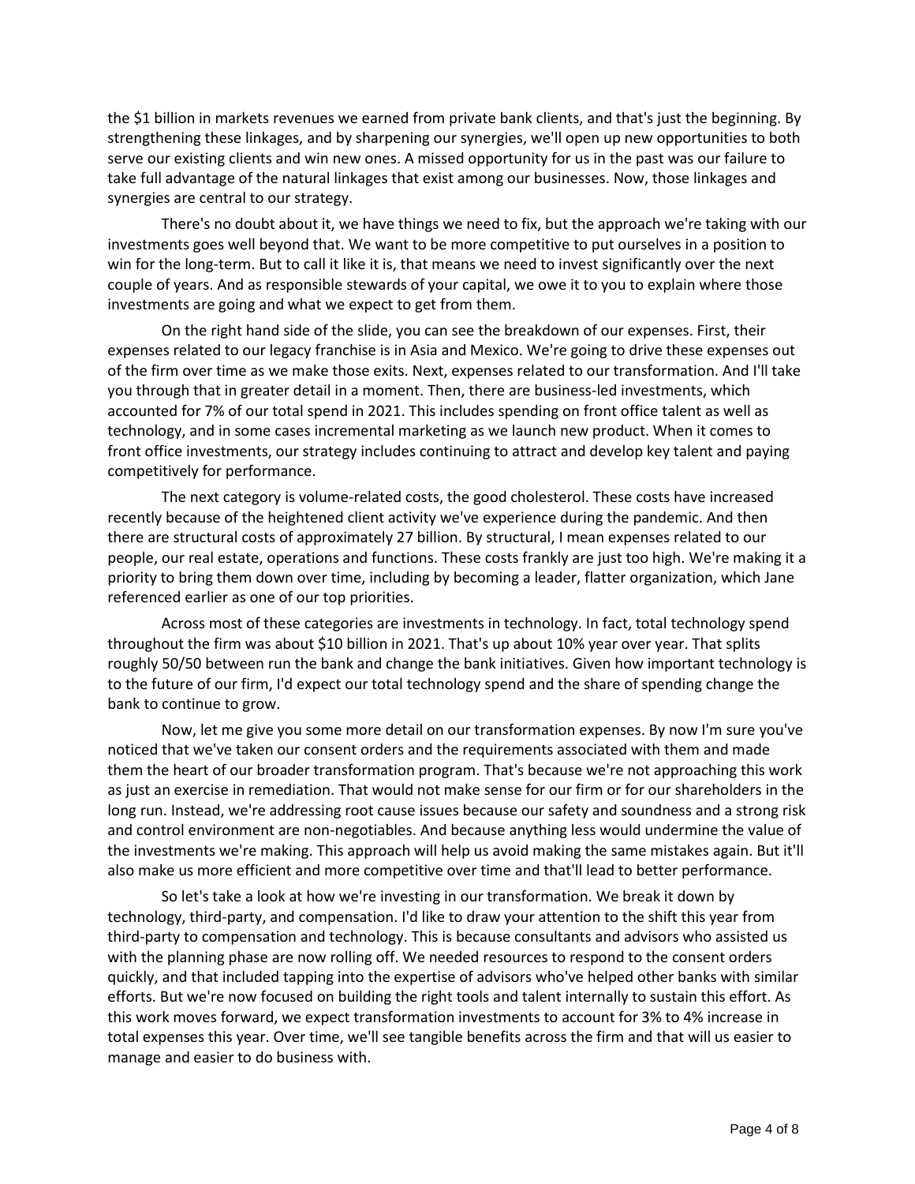the $1 billion in markets revenues we earned from private bank clients, and that's just the beginning. By strengthening these linkages, and by sharpening our synergies, we'll open up new opportunities to both serve our existing clients and win new ones. A missed opportunity for us in the past was our failure to take full advantage of the natural linkages that exist among our businesses. Now, those linkages and synergies are central to our strategy.

There's no doubt about it, we have things we need to fix, but the approach we're taking with our investments goes well beyond that. We want to be more competitive to put ourselves in a position to win for the long-term. But to call it like it is, that means we need to invest significantly over the next couple of years. And as responsible stewards of your capital, we owe it to you to explain where those investments are going and what we expect to get from them.

On the right hand side of the slide, you can see the breakdown of our expenses. First, their expenses related to our legacy franchise is in Asia and Mexico. We're going to drive these expenses out of the firm over time as we make those exits. Next, expenses related to our transformation. And I'll take you through that in greater detail in a moment. Then, there are business-led investments, which accounted for 7% of our total spend in 2021. This includes spending on front office talent as well as technology, and in some cases incremental marketing as we launch new product. When it comes to front office investments, our strategy includes continuing to attract and develop key talent and paying competitively for performance.

The next category is volume-related costs, the good cholesterol. These costs have increased recently because of the heightened client activity we've experience during the pandemic. And then there are structural costs of approximately 27 billion. By structural, I mean expenses related to our people, our real estate, operations and functions. These costs frankly are just too high. We're making it a priority to bring them down over time, including by becoming a leader, flatter organization, which Jane referenced earlier as one of our top priorities.

Across most of these categories are investments in technology. In fact, total technology spend throughout the firm was about $10 billion in 2021. That's up about 10% year over year. That splits roughly 50/50 between run the bank and change the bank initiatives. Given how important technology is to the future of our firm, I'd expect our total technology spend and the share of spending change the bank to continue to grow.

Now, let me give you some more detail on our transformation expenses. By now I'm sure you've noticed that we've taken our consent orders and the requirements associated with them and made them the heart of our broader transformation program. That's because we're not approaching this work as just an exercise in remediation. That would not make sense for our firm or for our shareholders in the long run. Instead, we're addressing root cause issues because our safety and soundness and a strong risk and control environment are non-negotiables. And because anything less would undermine the value of the investments we're making. This approach will help us avoid making the same mistakes again. But it'll also make us more efficient and more competitive over time and that'll lead to better performance.

So let's take a look at how we're investing in our transformation. We break it down by technology, third-party, and compensation. I'd like to draw your attention to the shift this year from third-party to compensation and technology. This is because consultants and advisors who assisted us with the planning phase are now rolling off. We needed resources to respond to the consent orders quickly, and that included tapping into the expertise of advisors who've helped other banks with similar efforts. But we're now focused on building the right tools and talent internally to sustain this effort. As this work moves forward, we expect transformation investments to account for 3% to 4% increase in total expenses this year. Over time, we'll see tangible benefits across the firm and that will us easier to manage and easier to do business with.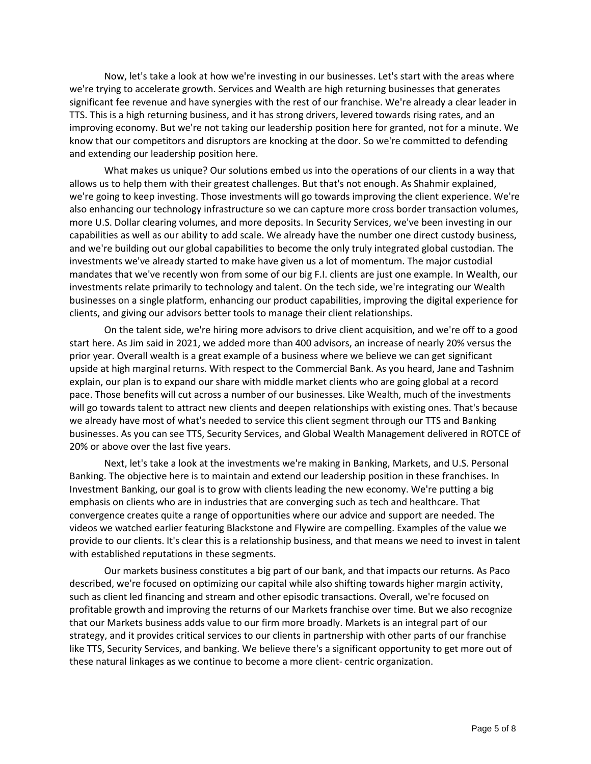Now, let's take a look at how we're investing in our businesses. Let's start with the areas where we're trying to accelerate growth. Services and Wealth are high returning businesses that generates significant fee revenue and have synergies with the rest of our franchise. We're already a clear leader in TTS. This is a high returning business, and it has strong drivers, levered towards rising rates, and an improving economy. But we're not taking our leadership position here for granted, not for a minute. We know that our competitors and disruptors are knocking at the door. So we're committed to defending and extending our leadership position here.

What makes us unique? Our solutions embed us into the operations of our clients in a way that allows us to help them with their greatest challenges. But that's not enough. As Shahmir explained, we're going to keep investing. Those investments will go towards improving the client experience. We're also enhancing our technology infrastructure so we can capture more cross border transaction volumes, more U.S. Dollar clearing volumes, and more deposits. In Security Services, we've been investing in our capabilities as well as our ability to add scale. We already have the number one direct custody business, and we're building out our global capabilities to become the only truly integrated global custodian. The investments we've already started to make have given us a lot of momentum. The major custodial mandates that we've recently won from some of our big F.I. clients are just one example. In Wealth, our investments relate primarily to technology and talent. On the tech side, we're integrating our Wealth businesses on a single platform, enhancing our product capabilities, improving the digital experience for clients, and giving our advisors better tools to manage their client relationships.

On the talent side, we're hiring more advisors to drive client acquisition, and we're off to a good start here. As Jim said in 2021, we added more than 400 advisors, an increase of nearly 20% versus the prior year. Overall wealth is a great example of a business where we believe we can get significant upside at high marginal returns. With respect to the Commercial Bank. As you heard, Jane and Tashnim explain, our plan is to expand our share with middle market clients who are going global at a record pace. Those benefits will cut across a number of our businesses. Like Wealth, much of the investments will go towards talent to attract new clients and deepen relationships with existing ones. That's because we already have most of what's needed to service this client segment through our TTS and Banking businesses. As you can see TTS, Security Services, and Global Wealth Management delivered in ROTCE of 20% or above over the last five years.

Next, let's take a look at the investments we're making in Banking, Markets, and U.S. Personal Banking. The objective here is to maintain and extend our leadership position in these franchises. In Investment Banking, our goal is to grow with clients leading the new economy. We're putting a big emphasis on clients who are in industries that are converging such as tech and healthcare. That convergence creates quite a range of opportunities where our advice and support are needed. The videos we watched earlier featuring Blackstone and Flywire are compelling. Examples of the value we provide to our clients. It's clear this is a relationship business, and that means we need to invest in talent with established reputations in these segments.

Our markets business constitutes a big part of our bank, and that impacts our returns. As Paco described, we're focused on optimizing our capital while also shifting towards higher margin activity, such as client led financing and stream and other episodic transactions. Overall, we're focused on profitable growth and improving the returns of our Markets franchise over time. But we also recognize that our Markets business adds value to our firm more broadly. Markets is an integral part of our strategy, and it provides critical services to our clients in partnership with other parts of our franchise like TTS, Security Services, and banking. We believe there's a significant opportunity to get more out of these natural linkages as we continue to become a more client- centric organization.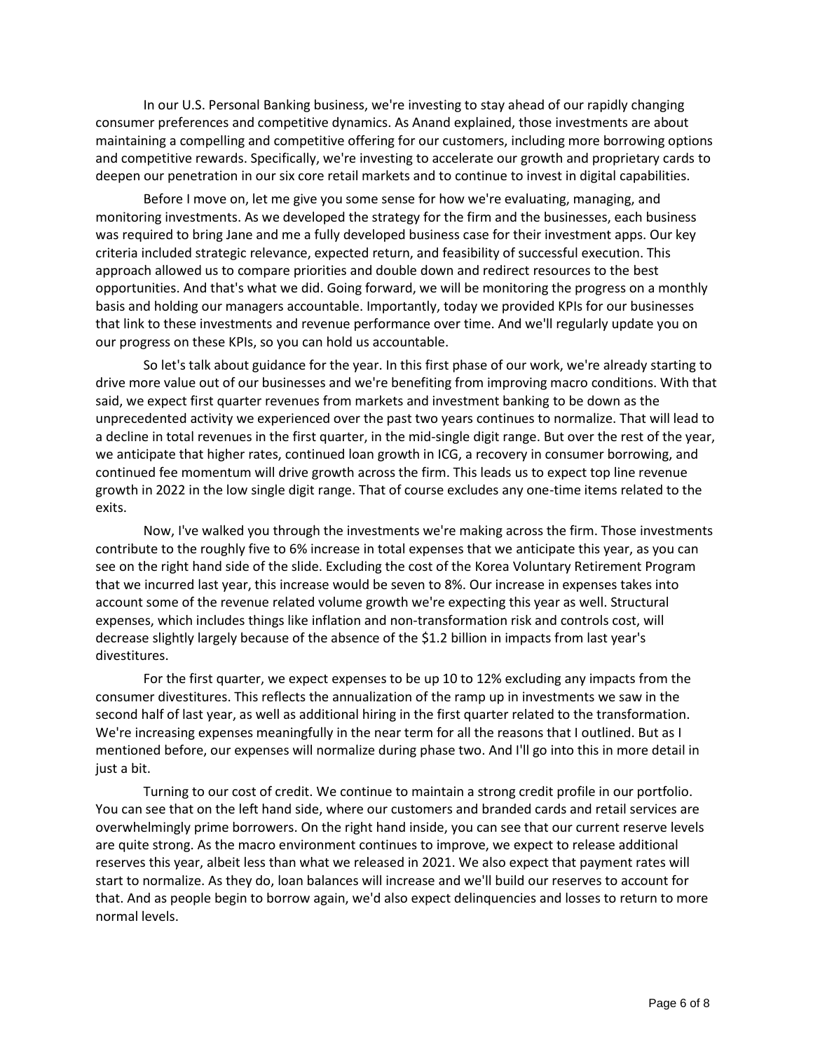In our U.S. Personal Banking business, we're investing to stay ahead of our rapidly changing consumer preferences and competitive dynamics. As Anand explained, those investments are about maintaining a compelling and competitive offering for our customers, including more borrowing options and competitive rewards. Specifically, we're investing to accelerate our growth and proprietary cards to deepen our penetration in our six core retail markets and to continue to invest in digital capabilities.

Before I move on, let me give you some sense for how we're evaluating, managing, and monitoring investments. As we developed the strategy for the firm and the businesses, each business was required to bring Jane and me a fully developed business case for their investment apps. Our key criteria included strategic relevance, expected return, and feasibility of successful execution. This approach allowed us to compare priorities and double down and redirect resources to the best opportunities. And that's what we did. Going forward, we will be monitoring the progress on a monthly basis and holding our managers accountable. Importantly, today we provided KPIs for our businesses that link to these investments and revenue performance over time. And we'll regularly update you on our progress on these KPIs, so you can hold us accountable.

So let's talk about guidance for the year. In this first phase of our work, we're already starting to drive more value out of our businesses and we're benefiting from improving macro conditions. With that said, we expect first quarter revenues from markets and investment banking to be down as the unprecedented activity we experienced over the past two years continues to normalize. That will lead to a decline in total revenues in the first quarter, in the mid-single digit range. But over the rest of the year, we anticipate that higher rates, continued loan growth in ICG, a recovery in consumer borrowing, and continued fee momentum will drive growth across the firm. This leads us to expect top line revenue growth in 2022 in the low single digit range. That of course excludes any one-time items related to the exits.

Now, I've walked you through the investments we're making across the firm. Those investments contribute to the roughly five to 6% increase in total expenses that we anticipate this year, as you can see on the right hand side of the slide. Excluding the cost of the Korea Voluntary Retirement Program that we incurred last year, this increase would be seven to 8%. Our increase in expenses takes into account some of the revenue related volume growth we're expecting this year as well. Structural expenses, which includes things like inflation and non-transformation risk and controls cost, will decrease slightly largely because of the absence of the $1.2 billion in impacts from last year's divestitures.

For the first quarter, we expect expenses to be up 10 to 12% excluding any impacts from the consumer divestitures. This reflects the annualization of the ramp up in investments we saw in the second half of last year, as well as additional hiring in the first quarter related to the transformation. We're increasing expenses meaningfully in the near term for all the reasons that I outlined. But as I mentioned before, our expenses will normalize during phase two. And I'll go into this in more detail in just a bit.

Turning to our cost of credit. We continue to maintain a strong credit profile in our portfolio. You can see that on the left hand side, where our customers and branded cards and retail services are overwhelmingly prime borrowers. On the right hand inside, you can see that our current reserve levels are quite strong. As the macro environment continues to improve, we expect to release additional reserves this year, albeit less than what we released in 2021. We also expect that payment rates will start to normalize. As they do, loan balances will increase and we'll build our reserves to account for that. And as people begin to borrow again, we'd also expect delinquencies and losses to return to more normal levels.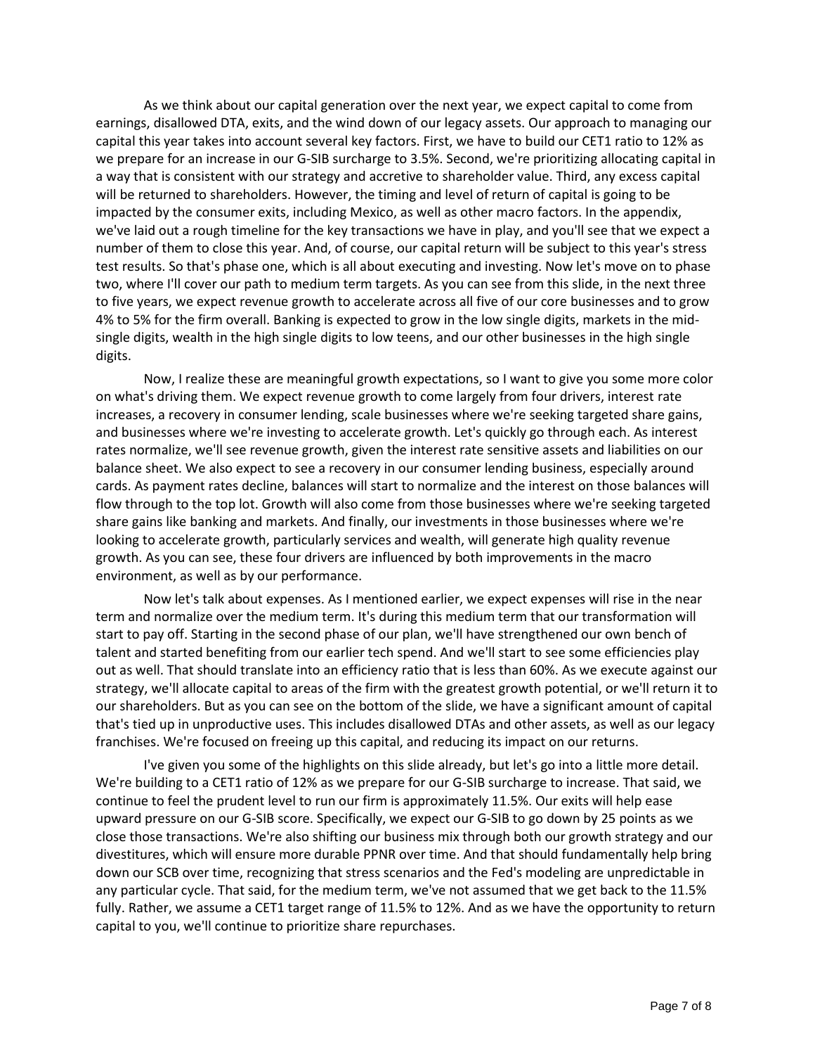As we think about our capital generation over the next year, we expect capital to come from earnings, disallowed DTA, exits, and the wind down of our legacy assets. Our approach to managing our capital this year takes into account several key factors. First, we have to build our CET1 ratio to 12% as we prepare for an increase in our G-SIB surcharge to 3.5%. Second, we're prioritizing allocating capital in a way that is consistent with our strategy and accretive to shareholder value. Third, any excess capital will be returned to shareholders. However, the timing and level of return of capital is going to be impacted by the consumer exits, including Mexico, as well as other macro factors. In the appendix, we've laid out a rough timeline for the key transactions we have in play, and you'll see that we expect a number of them to close this year. And, of course, our capital return will be subject to this year's stress test results. So that's phase one, which is all about executing and investing. Now let's move on to phase two, where I'll cover our path to medium term targets. As you can see from this slide, in the next three to five years, we expect revenue growth to accelerate across all five of our core businesses and to grow 4% to 5% for the firm overall. Banking is expected to grow in the low single digits, markets in the mid-single digits, wealth in the high single digits to low teens, and our other businesses in the high single digits.

Now, I realize these are meaningful growth expectations, so I want to give you some more color on what's driving them. We expect revenue growth to come largely from four drivers, interest rate increases, a recovery in consumer lending, scale businesses where we're seeking targeted share gains, and businesses where we're investing to accelerate growth. Let's quickly go through each. As interest rates normalize, we'll see revenue growth, given the interest rate sensitive assets and liabilities on our balance sheet. We also expect to see a recovery in our consumer lending business, especially around cards. As payment rates decline, balances will start to normalize and the interest on those balances will flow through to the top lot. Growth will also come from those businesses where we're seeking targeted share gains like banking and markets. And finally, our investments in those businesses where we're looking to accelerate growth, particularly services and wealth, will generate high quality revenue growth. As you can see, these four drivers are influenced by both improvements in the macro environment, as well as by our performance.

Now let's talk about expenses. As I mentioned earlier, we expect expenses will rise in the near term and normalize over the medium term. It's during this medium term that our transformation will start to pay off. Starting in the second phase of our plan, we'll have strengthened our own bench of talent and started benefiting from our earlier tech spend. And we'll start to see some efficiencies play out as well. That should translate into an efficiency ratio that is less than 60%. As we execute against our strategy, we'll allocate capital to areas of the firm with the greatest growth potential, or we'll return it to our shareholders. But as you can see on the bottom of the slide, we have a significant amount of capital that's tied up in unproductive uses. This includes disallowed DTAs and other assets, as well as our legacy franchises. We're focused on freeing up this capital, and reducing its impact on our returns.

I've given you some of the highlights on this slide already, but let's go into a little more detail. We're building to a CET1 ratio of 12% as we prepare for our G-SIB surcharge to increase. That said, we continue to feel the prudent level to run our firm is approximately 11.5%. Our exits will help ease upward pressure on our G-SIB score. Specifically, we expect our G-SIB to go down by 25 points as we close those transactions. We're also shifting our business mix through both our growth strategy and our divestitures, which will ensure more durable PPNR over time. And that should fundamentally help bring down our SCB over time, recognizing that stress scenarios and the Fed's modeling are unpredictable in any particular cycle. That said, for the medium term, we've not assumed that we get back to the 11.5% fully. Rather, we assume a CET1 target range of 11.5% to 12%. And as we have the opportunity to return capital to you, we'll continue to prioritize share repurchases.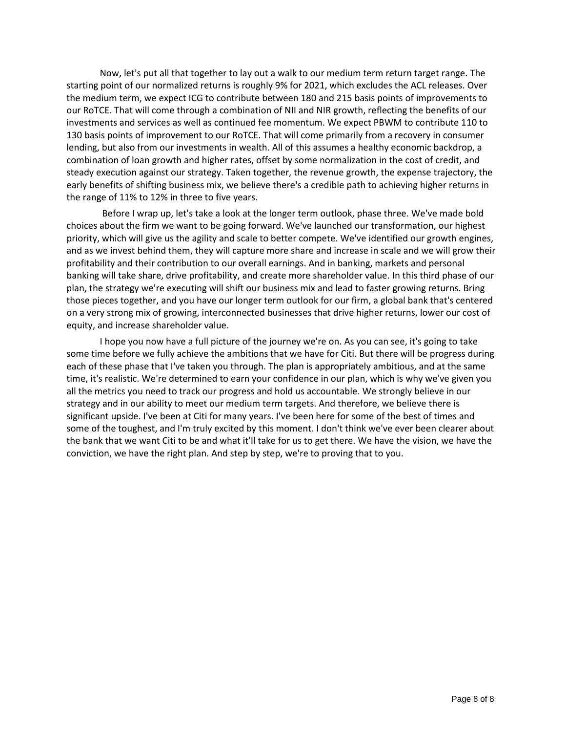Now, let's put all that together to lay out a walk to our medium term return target range. The starting point of our normalized returns is roughly 9% for 2021, which excludes the ACL releases. Over the medium term, we expect ICG to contribute between 180 and 215 basis points of improvements to our RoTCE. That will come through a combination of NII and NIR growth, reflecting the benefits of our investments and services as well as continued fee momentum. We expect PBWM to contribute 110 to 130 basis points of improvement to our RoTCE. That will come primarily from a recovery in consumer lending, but also from our investments in wealth. All of this assumes a healthy economic backdrop, a combination of loan growth and higher rates, offset by some normalization in the cost of credit, and steady execution against our strategy. Taken together, the revenue growth, the expense trajectory, the early benefits of shifting business mix, we believe there's a credible path to achieving higher returns in the range of 11% to 12% in three to five years.

Before I wrap up, let's take a look at the longer term outlook, phase three. We've made bold choices about the firm we want to be going forward. We've launched our transformation, our highest priority, which will give us the agility and scale to better compete. We've identified our growth engines, and as we invest behind them, they will capture more share and increase in scale and we will grow their profitability and their contribution to our overall earnings. And in banking, markets and personal banking will take share, drive profitability, and create more shareholder value. In this third phase of our plan, the strategy we're executing will shift our business mix and lead to faster growing returns. Bring those pieces together, and you have our longer term outlook for our firm, a global bank that's centered on a very strong mix of growing, interconnected businesses that drive higher returns, lower our cost of equity, and increase shareholder value.

I hope you now have a full picture of the journey we're on. As you can see, it's going to take some time before we fully achieve the ambitions that we have for Citi. But there will be progress during each of these phase that I've taken you through. The plan is appropriately ambitious, and at the same time, it's realistic. We're determined to earn your confidence in our plan, which is why we've given you all the metrics you need to track our progress and hold us accountable. We strongly believe in our strategy and in our ability to meet our medium term targets. And therefore, we believe there is significant upside. I've been at Citi for many years. I've been here for some of the best of times and some of the toughest, and I'm truly excited by this moment. I don't think we've ever been clearer about the bank that we want Citi to be and what it'll take for us to get there. We have the vision, we have the conviction, we have the right plan. And step by step, we're to proving that to you.